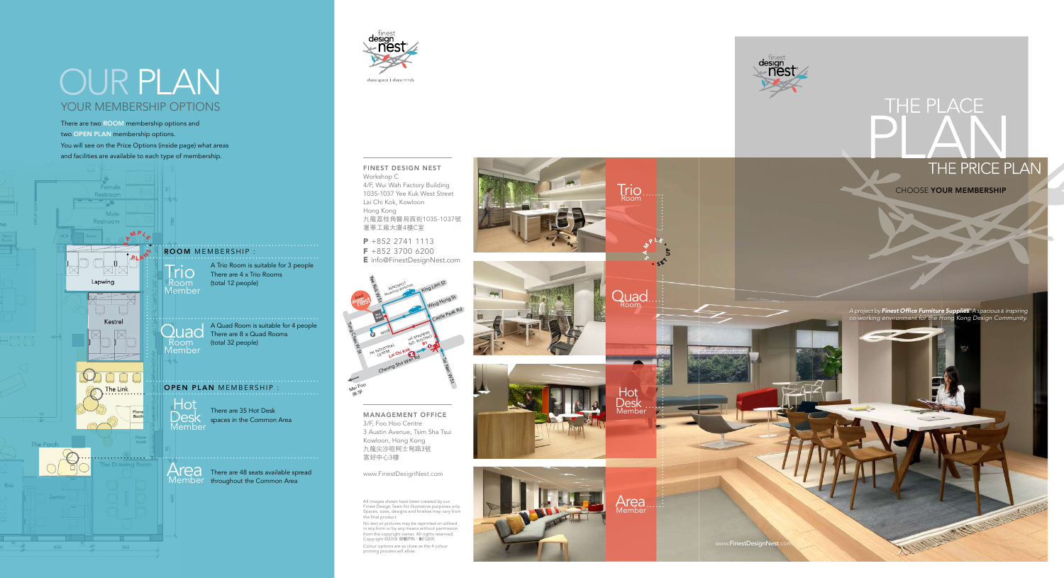# OUR PLAN

## YOUR MEMBERSHIP OPTIONS

There are two **ROOM** membership options and two **OPEN PLAN** membership options.
You will see on the Price Options (inside page) what areas and facilities are available to each type of membership.

SAMPLE PLANS

### ROOM MEMBERSHIP :

**Trio Room Member**
A Trio Room is suitable for 3 people
There are 4 x Trio Rooms
(total 12 people)

**Quad Room Member**
A Quad Room is suitable for 4 people
There are 8 x Quad Rooms
(total 32 people)

### OPEN PLAN MEMBERSHIP :

**Hot Desk Member**
There are 35 Hot Desk spaces in the Common Area

**Area Member**
There are 48 seats available spread throughout the Common Area

finest design nest
share space | share minds

**FINEST DESIGN NEST**
Workshop C
4/F, Wui Wah Factory Building
1035-1037 Yee Kuk West Street
Lai Chi Kok, Kowloon
Hong Kong
九龍荔枝角醫局西街1035-1037號
滙華工廠大廈4樓C室

**P** +852 2741 1113
**F** +852 3700 6200
**E** info@FinestDesignNest.com

**MANAGEMENT OFFICE**
3/F, Foo Hoo Centre
3 Austin Avenue, Tsim Sha Tsui
Kowloon, Hong Kong
九龍尖沙咀柯士甸路3號
富好中心3樓

www.FinestDesignNest.com

All images shown have been created by our Finest Design Team for illustrative purposes only. Spaces, sizes, designs and finishes may vary from the final product.
No text or pictures may be reprinted or utilised in any form or by any means without permission from the copyright owner. All rights reserved. Copyright ©2018 版權所有・翻印必究
Colour options are as close as the 4 colour printing process will allow.

Trio Room

Quad Room

Hot Desk Member

Area Member

SAMPLE SET UP

# THE PLACE PLAN

## THE PRICE PLAN

CHOOSE **YOUR MEMBERSHIP**

*A project by **Finest Office Furniture Supplies**. A spacious & inspiring co-working environment for the Hong Kong Design Community.*

www.FinestDesignNest.com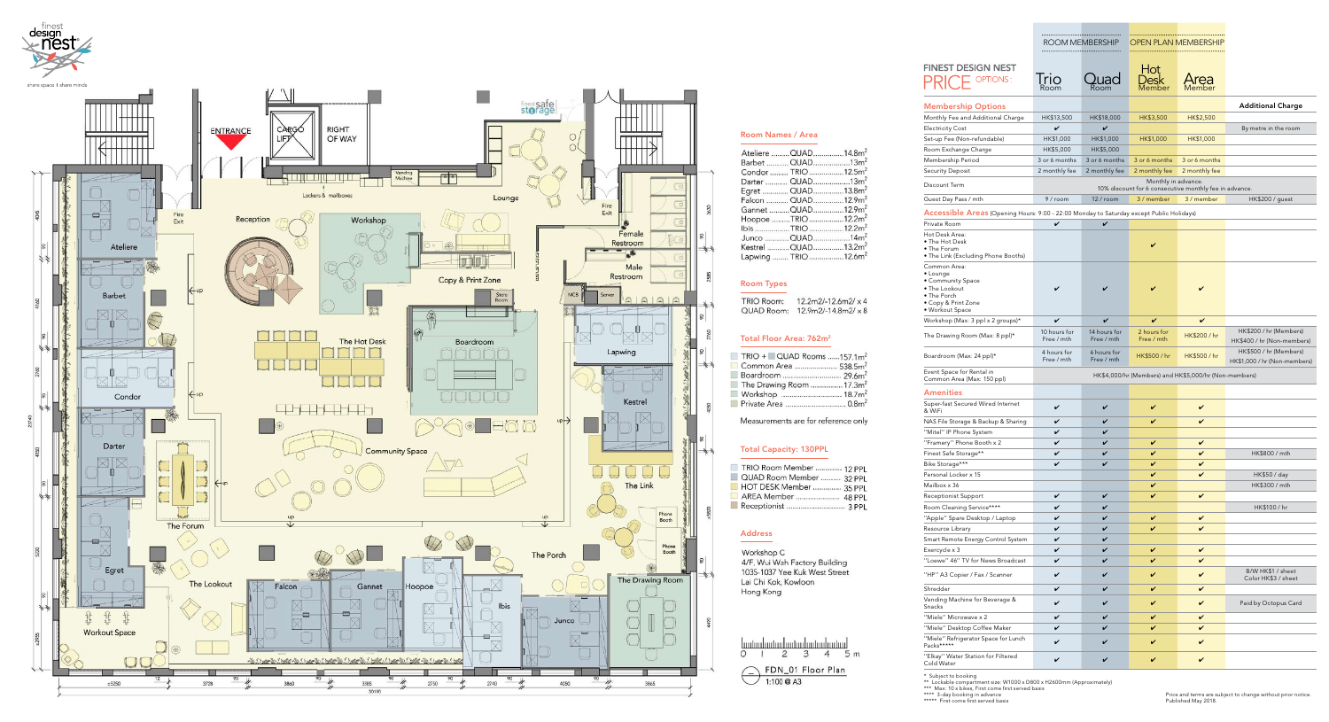finest design nest

share space | share minds

## Room Names / Area

- Ateliere ......... QUAD ............... 14.8m²
- Barbet .......... QUAD ................. 13m²
- Condor .......... TRIO ................ 12.5m²
- Darter ........... QUAD ................. 13m²
- Egret ............ QUAD ............... 13.8m²
- Falcon .......... QUAD ............... 12.9m²
- Gannet ......... QUAD ............... 12.9m²
- Hoopoe ......... TRIO ................ 12.2m²
- Ibis ............... TRIO ................ 12.2m²
- Junco ........... QUAD ................. 14m²
- Kestrel .......... QUAD ............... 13.2m²
- Lapwing ........ TRIO ................ 12.6m²

## Room Types

TRIO Room: 12.2m2/-12.6m2/ x 4
QUAD Room: 12.9m2/-14.8m2/ x 8

## Total Floor Area: 762m²

- TRIO + QUAD Rooms ...... 157.1m²
- Common Area ..................... 538.5m²
- Boardroom ........................... 29.6m²
- The Drawing Room ............... 17.3m²
- Workshop .............................. 18.7m²
- Private Area ............................ 0.8m²

Measurements are for reference only

## Total Capacity: 130PPL

- TRIO Room Member ............ 12 PPL
- QUAD Room Member .......... 32 PPL
- HOT DESK Member ............. 35 PPL
- AREA Member ..................... 48 PPL
- Receptionist ......................... 3 PPL

## Address

Workshop C
4/F, Wui Wah Factory Building
1035-1037 Yee Kuk West Street
Lai Chi Kok, Kowloon
Hong Kong

FDN_01 Floor Plan
1:100 @ A3

# FINEST DESIGN NEST PRICE OPTIONS:

| | ROOM MEMBERSHIP | | OPEN PLAN MEMBERSHIP | | |
|---|---|---|---|---|---|
| | Trio Room | Quad Room | Hot Desk Member | Area Member | Additional Charge |
| **Membership Options** | | | | | |
| Monthly Fee and Additional Charge | HK$13,500 | HK$18,000 | HK$3,500 | HK$2,500 | |
| Electricity Cost | ✔ | ✔ | | | By metre in the room |
| Set-up Fee (Non-refundable) | HK$1,000 | HK$1,000 | HK$1,000 | HK$1,000 | |
| Room Exchange Charge | HK$5,000 | HK$5,000 | | | |
| Membership Period | 3 or 6 months | 3 or 6 months | 3 or 6 months | 3 or 6 months | |
| Security Deposit | 2 monthly fee | 2 monthly fee | 2 monthly fee | 2 monthly fee | |
| Discount Term | Monthly in advance. 10% discount for 6 consecutive monthly fee in advance. | | | | |
| Guest Day Pass / mth | 9 / room | 12 / room | 3 / member | 3 / member | HK$200 / guest |
| **Accessible Areas** (Opening Hours: 9:00 - 22:00 Monday to Saturday except Public Holidays) | | | | | |
| Private Room | ✔ | ✔ | | | |
| Hot Desk Area: • The Hot Desk • The Forum • The Link (Excluding Phone Booths) | | | ✔ | | |
| Common Area: • Lounge • Community Space • The Lookout • The Porch • Copy & Print Zone • Workout Space | ✔ | ✔ | ✔ | ✔ | |
| Workshop (Max: 3 ppl x 2 groups)* | ✔ | ✔ | ✔ | ✔ | |
| The Drawing Room (Max: 8 ppl)* | 10 hours for Free / mth | 14 hours for Free / mth | 2 hours for Free / mth | HK$200 / hr | HK$200 / hr (Members) HK$400 / hr (Non-members) |
| Boardroom (Max: 24 ppl)* | 4 hours for Free / mth | 6 hours for Free / mth | HK$500 / hr | HK$500 / hr | HK$500 / hr (Members) HK$1,000 / hr (Non-members) |
| Event Space for Rental in Common Area (Max: 150 ppl) | HK$4,000/hr (Members) and HK$5,000/hr (Non-members) | | | | |
| **Amenities** | | | | | |
| Super-fast Secured Wired Internet & WiFi | ✔ | ✔ | ✔ | ✔ | |
| NAS File Storage & Backup & Sharing | ✔ | ✔ | ✔ | ✔ | |
| "Mitel" IP Phone System | ✔ | ✔ | | | |
| "Framery" Phone Booth x 2 | ✔ | ✔ | ✔ | ✔ | |
| Finest Safe Storage** | ✔ | ✔ | ✔ | ✔ | HK$800 / mth |
| Bike Storage*** | ✔ | ✔ | ✔ | ✔ | |
| Personal Locker x 15 | | | ✔ | ✔ | HK$50 / day |
| Mailbox x 36 | | | ✔ | | HK$300 / mth |
| Receptionist Support | ✔ | ✔ | ✔ | ✔ | |
| Room Cleaning Service**** | ✔ | ✔ | | | HK$100 / hr |
| "Apple" Spare Desktop / Laptop | ✔ | ✔ | ✔ | ✔ | |
| Resource Library | ✔ | ✔ | ✔ | ✔ | |
| Smart Remote Energy Control System | ✔ | ✔ | | | |
| Exercycle x 3 | ✔ | ✔ | ✔ | ✔ | |
| "Loewe" 46" TV for News Broadcast | ✔ | ✔ | ✔ | ✔ | |
| "HP" A3 Copier / Fax / Scanner | ✔ | ✔ | ✔ | ✔ | B/W HK$1 / sheet Color HK$3 / sheet |
| Shredder | ✔ | ✔ | ✔ | ✔ | |
| Vending Machine for Beverage & Snacks | ✔ | ✔ | ✔ | ✔ | Paid by Octopus Card |
| "Miele" Microwave x 2 | ✔ | ✔ | ✔ | ✔ | |
| "Miele" Desktop Coffee Maker | ✔ | ✔ | ✔ | ✔ | |
| "Miele" Refrigerator Space for Lunch Packs***** | ✔ | ✔ | ✔ | ✔ | |
| "Elkay" Water Station for Filtered Cold Water | ✔ | ✔ | ✔ | ✔ | |

\* Subject to booking
\*\* Lockable compartment size: W1000 x D800 x H2600mm (Approximately)
\*\*\* Max: 10 x bikes, First come first served basis
\*\*\*\* 3-day booking in advance
\*\*\*\*\* First come first served basis

Price and terms are subject to change without prior notice.
Published May 2018.